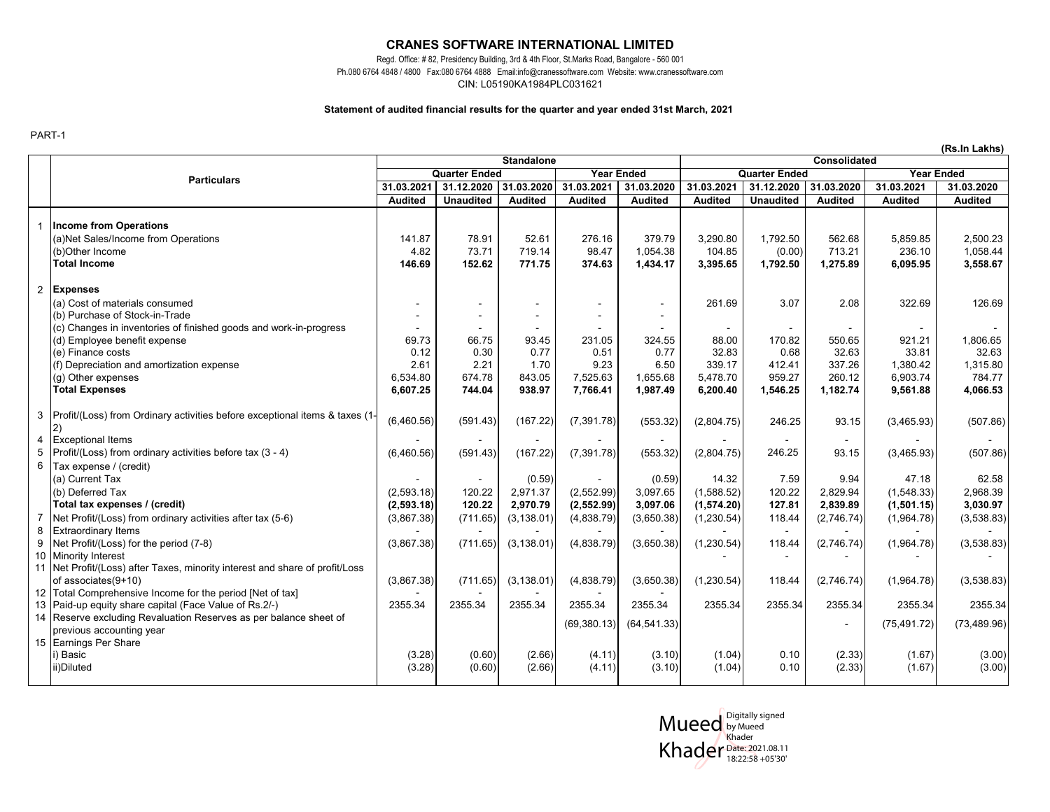# CRANES SOFTWARE INTERNATIONAL LIMITED

Regd. Office: # 82, Presidency Building, 3rd & 4th Floor, St.Marks Road, Bangalore - 560 001

Ph.080 6764 4848 / 4800 Fax:080 6764 4888 Email:info@cranessoftware.com Website: www.cranessoftware.com

CIN: L05190KA1984PLC031621

**Statement of audited financial results for the quarter and year ended 31st March, 2021**

PART-1

(Rs.In Lakhs)

| | Particulars | Standalone | | | | | Consolidated | | | | |
|---|---|---|---|---|---|---|---|---|---|---|---|
| | | Quarter Ended | | | Year Ended | | Quarter Ended | | | Year Ended | |
| | | 31.03.2021 | 31.12.2020 | 31.03.2020 | 31.03.2021 | 31.03.2020 | 31.03.2021 | 31.12.2020 | 31.03.2020 | 31.03.2021 | 31.03.2020 |
| | | Audited | Unaudited | Audited | Audited | Audited | Audited | Unaudited | Audited | Audited | Audited |
| 1 | **Income from Operations** | | | | | | | | | | |
| | (a)Net Sales/Income from Operations | 141.87 | 78.91 | 52.61 | 276.16 | 379.79 | 3,290.80 | 1,792.50 | 562.68 | 5,859.85 | 2,500.23 |
| | (b)Other Income | 4.82 | 73.71 | 719.14 | 98.47 | 1,054.38 | 104.85 | (0.00) | 713.21 | 236.10 | 1,058.44 |
| | **Total Income** | **146.69** | **152.62** | **771.75** | **374.63** | **1,434.17** | **3,395.65** | **1,792.50** | **1,275.89** | **6,095.95** | **3,558.67** |
| 2 | **Expenses** | | | | | | | | | | |
| | (a) Cost of materials consumed | - | - | - | - | - | 261.69 | 3.07 | 2.08 | 322.69 | 126.69 |
| | (b) Purchase of Stock-in-Trade | - | - | - | - | - | | | | | |
| | (c) Changes in inventories of finished goods and work-in-progress | - | - | - | - | - | - | - | - | - | - |
| | (d) Employee benefit expense | 69.73 | 66.75 | 93.45 | 231.05 | 324.55 | 88.00 | 170.82 | 550.65 | 921.21 | 1,806.65 |
| | (e) Finance costs | 0.12 | 0.30 | 0.77 | 0.51 | 0.77 | 32.83 | 0.68 | 32.63 | 33.81 | 32.63 |
| | (f) Depreciation and amortization expense | 2.61 | 2.21 | 1.70 | 9.23 | 6.50 | 339.17 | 412.41 | 337.26 | 1,380.42 | 1,315.80 |
| | (g) Other expenses | 6,534.80 | 674.78 | 843.05 | 7,525.63 | 1,655.68 | 5,478.70 | 959.27 | 260.12 | 6,903.74 | 784.77 |
| | **Total Expenses** | **6,607.25** | **744.04** | **938.97** | **7,766.41** | **1,987.49** | **6,200.40** | **1,546.25** | **1,182.74** | **9,561.88** | **4,066.53** |
| 3 | Profit/(Loss) from Ordinary activities before exceptional items & taxes (1-2) | (6,460.56) | (591.43) | (167.22) | (7,391.78) | (553.32) | (2,804.75) | 246.25 | 93.15 | (3,465.93) | (507.86) |
| 4 | Exceptional Items | - | - | - | - | - | - | - | - | - | - |
| 5 | Profit/(Loss) from ordinary activities before tax (3 - 4) | (6,460.56) | (591.43) | (167.22) | (7,391.78) | (553.32) | (2,804.75) | 246.25 | 93.15 | (3,465.93) | (507.86) |
| 6 | Tax expense / (credit) | | | | | | | | | | |
| | (a) Current Tax | - | - | (0.59) | - | (0.59) | 14.32 | 7.59 | 9.94 | 47.18 | 62.58 |
| | (b) Deferred Tax | (2,593.18) | 120.22 | 2,971.37 | (2,552.99) | 3,097.65 | (1,588.52) | 120.22 | 2,829.94 | (1,548.33) | 2,968.39 |
| | **Total tax expenses / (credit)** | **(2,593.18)** | **120.22** | **2,970.79** | **(2,552.99)** | **3,097.06** | **(1,574.20)** | **127.81** | **2,839.89** | **(1,501.15)** | **3,030.97** |
| 7 | Net Profit/(Loss) from ordinary activities after tax (5-6) | (3,867.38) | (711.65) | (3,138.01) | (4,838.79) | (3,650.38) | (1,230.54) | 118.44 | (2,746.74) | (1,964.78) | (3,538.83) |
| 8 | Extraordinary Items | - | - | - | - | - | - | - | - | - | - |
| 9 | Net Profit/(Loss) for the period (7-8) | (3,867.38) | (711.65) | (3,138.01) | (4,838.79) | (3,650.38) | (1,230.54) | 118.44 | (2,746.74) | (1,964.78) | (3,538.83) |
| 10 | Minority Interest | | | | | | - | - | - | - | - |
| 11 | Net Profit/(Loss) after Taxes, minority interest and share of profit/Loss of associates(9+10) | (3,867.38) | (711.65) | (3,138.01) | (4,838.79) | (3,650.38) | (1,230.54) | 118.44 | (2,746.74) | (1,964.78) | (3,538.83) |
| 12 | Total Comprehensive Income for the period [Net of tax] | - | - | - | - | - | | | | | |
| 13 | Paid-up equity share capital (Face Value of Rs.2/-) | 2355.34 | 2355.34 | 2355.34 | 2355.34 | 2355.34 | 2355.34 | 2355.34 | 2355.34 | 2355.34 | 2355.34 |
| 14 | Reserve excluding Revaluation Reserves as per balance sheet of previous accounting year | | | | (69,380.13) | (64,541.33) | | | - | (75,491.72) | (73,489.96) |
| 15 | Earnings Per Share | | | | | | | | | | |
| | i) Basic | (3.28) | (0.60) | (2.66) | (4.11) | (3.10) | (1.04) | 0.10 | (2.33) | (1.67) | (3.00) |
| | ii)Diluted | (3.28) | (0.60) | (2.66) | (4.11) | (3.10) | (1.04) | 0.10 | (2.33) | (1.67) | (3.00) |

Mueed Khader
Digitally signed by Mueed Khader
Date: 2021.08.11 18:22:58 +05'30'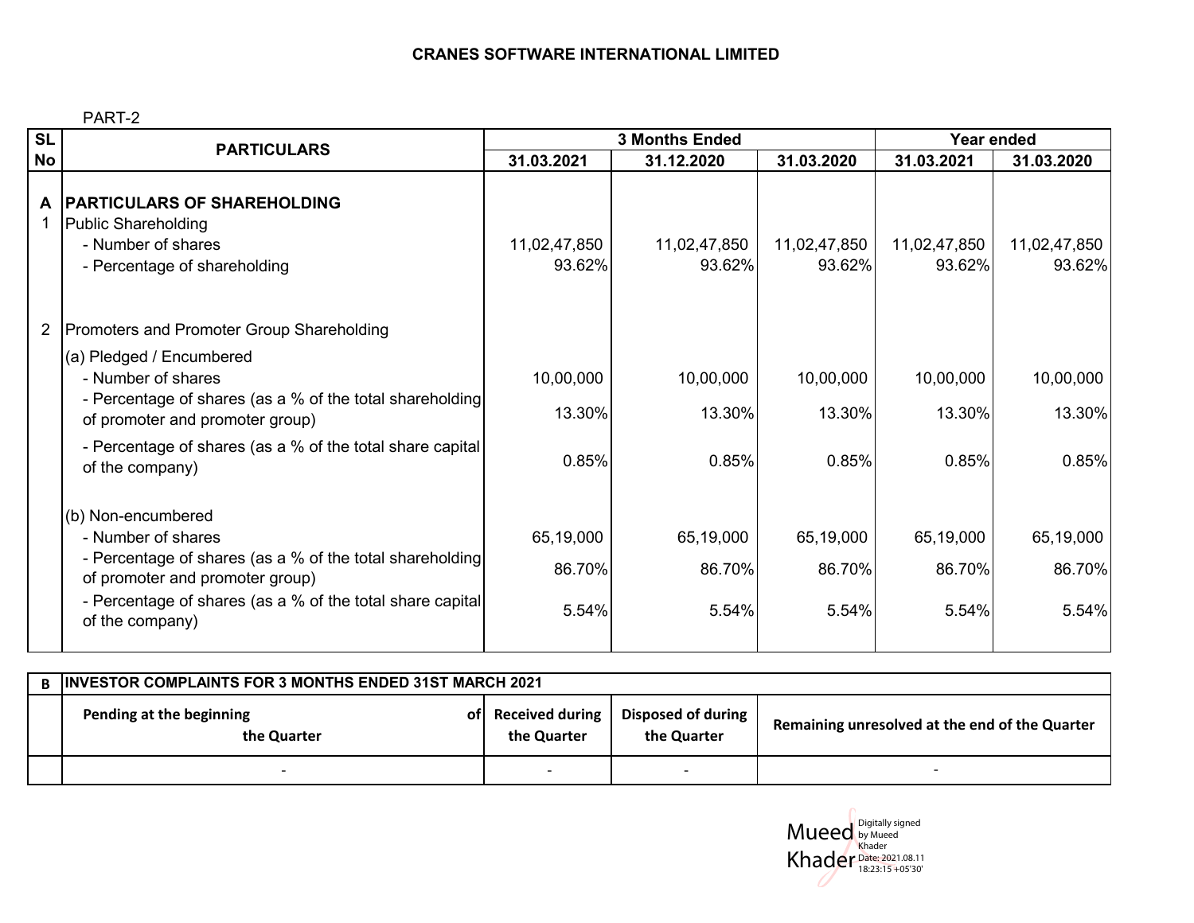**CRANES SOFTWARE INTERNATIONAL LIMITED**

PART-2

| SL No | PARTICULARS | 3 Months Ended | | | Year ended | |
|---|---|---|---|---|---|---|
| | | 31.03.2021 | 31.12.2020 | 31.03.2020 | 31.03.2021 | 31.03.2020 |
| **A** | **PARTICULARS OF SHAREHOLDING** | | | | | |
| 1 | Public Shareholding | | | | | |
| | - Number of shares | 11,02,47,850 | 11,02,47,850 | 11,02,47,850 | 11,02,47,850 | 11,02,47,850 |
| | - Percentage of shareholding | 93.62% | 93.62% | 93.62% | 93.62% | 93.62% |
| 2 | Promoters and Promoter Group Shareholding | | | | | |
| | (a) Pledged / Encumbered | | | | | |
| | - Number of shares | 10,00,000 | 10,00,000 | 10,00,000 | 10,00,000 | 10,00,000 |
| | - Percentage of shares (as a % of the total shareholding of promoter and promoter group) | 13.30% | 13.30% | 13.30% | 13.30% | 13.30% |
| | - Percentage of shares (as a % of the total share capital of the company) | 0.85% | 0.85% | 0.85% | 0.85% | 0.85% |
| | (b) Non-encumbered | | | | | |
| | - Number of shares | 65,19,000 | 65,19,000 | 65,19,000 | 65,19,000 | 65,19,000 |
| | - Percentage of shares (as a % of the total shareholding of promoter and promoter group) | 86.70% | 86.70% | 86.70% | 86.70% | 86.70% |
| | - Percentage of shares (as a % of the total share capital of the company) | 5.54% | 5.54% | 5.54% | 5.54% | 5.54% |

| B | INVESTOR COMPLAINTS FOR 3 MONTHS ENDED 31ST MARCH 2021 | | | |
|---|---|---|---|---|
| | **Pending at the beginning of the Quarter** | **Received during the Quarter** | **Disposed of during the Quarter** | **Remaining unresolved at the end of the Quarter** |
| | - | - | - | - |

Mueed Khader
Digitally signed by Mueed Khader
Date: 2021.08.11 18:23:15 +05'30'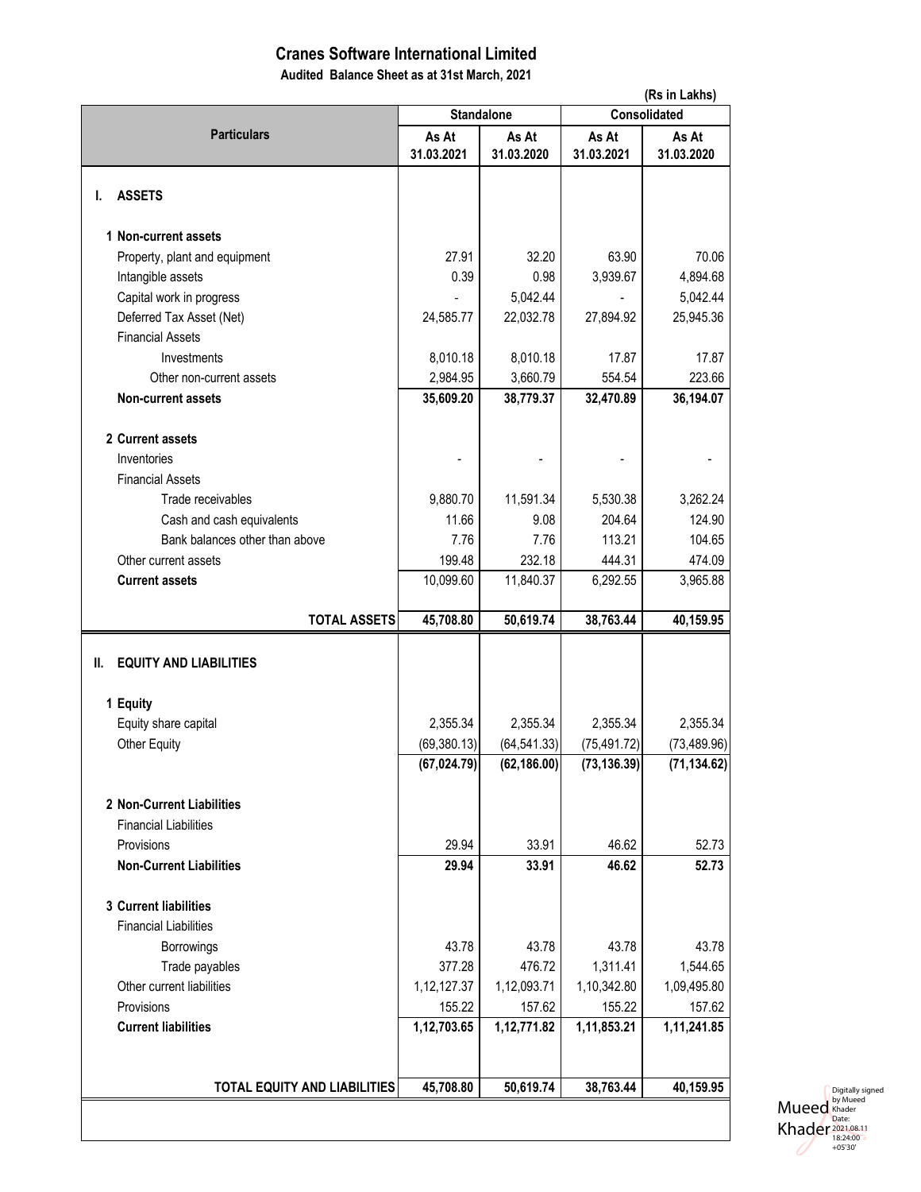# Cranes Software International Limited

**Audited Balance Sheet as at 31st March, 2021**

(Rs in Lakhs)

| Particulars | Standalone | | Consolidated | |
|---|---|---|---|---|
| | As At 31.03.2021 | As At 31.03.2020 | As At 31.03.2021 | As At 31.03.2020 |
| **I. ASSETS** | | | | |
| **1 Non-current assets** | | | | |
| Property, plant and equipment | 27.91 | 32.20 | 63.90 | 70.06 |
| Intangible assets | 0.39 | 0.98 | 3,939.67 | 4,894.68 |
| Capital work in progress | - | 5,042.44 | - | 5,042.44 |
| Deferred Tax Asset (Net) | 24,585.77 | 22,032.78 | 27,894.92 | 25,945.36 |
| Financial Assets | | | | |
| Investments | 8,010.18 | 8,010.18 | 17.87 | 17.87 |
| Other non-current assets | 2,984.95 | 3,660.79 | 554.54 | 223.66 |
| **Non-current assets** | **35,609.20** | **38,779.37** | **32,470.89** | **36,194.07** |
| **2 Current assets** | | | | |
| Inventories | - | - | - | - |
| Financial Assets | | | | |
| Trade receivables | 9,880.70 | 11,591.34 | 5,530.38 | 3,262.24 |
| Cash and cash equivalents | 11.66 | 9.08 | 204.64 | 124.90 |
| Bank balances other than above | 7.76 | 7.76 | 113.21 | 104.65 |
| Other current assets | 199.48 | 232.18 | 444.31 | 474.09 |
| **Current assets** | 10,099.60 | 11,840.37 | 6,292.55 | 3,965.88 |
| **TOTAL ASSETS** | **45,708.80** | **50,619.74** | **38,763.44** | **40,159.95** |
| **II. EQUITY AND LIABILITIES** | | | | |
| **1 Equity** | | | | |
| Equity share capital | 2,355.34 | 2,355.34 | 2,355.34 | 2,355.34 |
| Other Equity | (69,380.13) | (64,541.33) | (75,491.72) | (73,489.96) |
| | **(67,024.79)** | **(62,186.00)** | **(73,136.39)** | **(71,134.62)** |
| **2 Non-Current Liabilities** | | | | |
| Financial Liabilities | | | | |
| Provisions | 29.94 | 33.91 | 46.62 | 52.73 |
| **Non-Current Liabilities** | **29.94** | **33.91** | **46.62** | **52.73** |
| **3 Current liabilities** | | | | |
| Financial Liabilities | | | | |
| Borrowings | 43.78 | 43.78 | 43.78 | 43.78 |
| Trade payables | 377.28 | 476.72 | 1,311.41 | 1,544.65 |
| Other current liabilities | 1,12,127.37 | 1,12,093.71 | 1,10,342.80 | 1,09,495.80 |
| Provisions | 155.22 | 157.62 | 155.22 | 157.62 |
| **Current liabilities** | **1,12,703.65** | **1,12,771.82** | **1,11,853.21** | **1,11,241.85** |
| **TOTAL EQUITY AND LIABILITIES** | **45,708.80** | **50,619.74** | **38,763.44** | **40,159.95** |

Mueed Khader — Digitally signed by Mueed Khader Date: 2021.08.11 18:24:00 +05'30'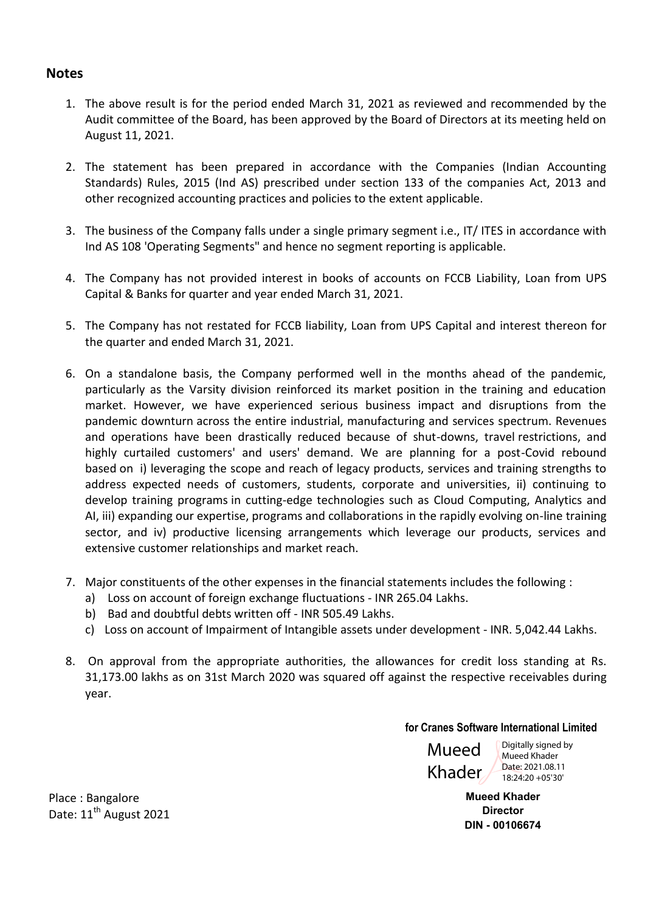## Notes

1. The above result is for the period ended March 31, 2021 as reviewed and recommended by the Audit committee of the Board, has been approved by the Board of Directors at its meeting held on August 11, 2021.

2. The statement has been prepared in accordance with the Companies (Indian Accounting Standards) Rules, 2015 (Ind AS) prescribed under section 133 of the companies Act, 2013 and other recognized accounting practices and policies to the extent applicable.

3. The business of the Company falls under a single primary segment i.e., IT/ ITES in accordance with Ind AS 108 'Operating Segments" and hence no segment reporting is applicable.

4. The Company has not provided interest in books of accounts on FCCB Liability, Loan from UPS Capital & Banks for quarter and year ended March 31, 2021.

5. The Company has not restated for FCCB liability, Loan from UPS Capital and interest thereon for the quarter and ended March 31, 2021.

6. On a standalone basis, the Company performed well in the months ahead of the pandemic, particularly as the Varsity division reinforced its market position in the training and education market. However, we have experienced serious business impact and disruptions from the pandemic downturn across the entire industrial, manufacturing and services spectrum. Revenues and operations have been drastically reduced because of shut-downs, travel restrictions, and highly curtailed customers' and users' demand. We are planning for a post-Covid rebound based on i) leveraging the scope and reach of legacy products, services and training strengths to address expected needs of customers, students, corporate and universities, ii) continuing to develop training programs in cutting-edge technologies such as Cloud Computing, Analytics and AI, iii) expanding our expertise, programs and collaborations in the rapidly evolving on-line training sector, and iv) productive licensing arrangements which leverage our products, services and extensive customer relationships and market reach.

7. Major constituents of the other expenses in the financial statements includes the following :
   a) Loss on account of foreign exchange fluctuations - INR 265.04 Lakhs.
   b) Bad and doubtful debts written off - INR 505.49 Lakhs.
   c) Loss on account of Impairment of Intangible assets under development - INR. 5,042.44 Lakhs.

8. On approval from the appropriate authorities, the allowances for credit loss standing at Rs. 31,173.00 lakhs as on 31st March 2020 was squared off against the respective receivables during year.

**for Cranes Software International Limited**

Mueed Khader — Digitally signed by Mueed Khader Date: 2021.08.11 18:24:20 +05'30'

**Mueed Khader**
**Director**
**DIN - 00106674**

Place : Bangalore
Date: 11th August 2021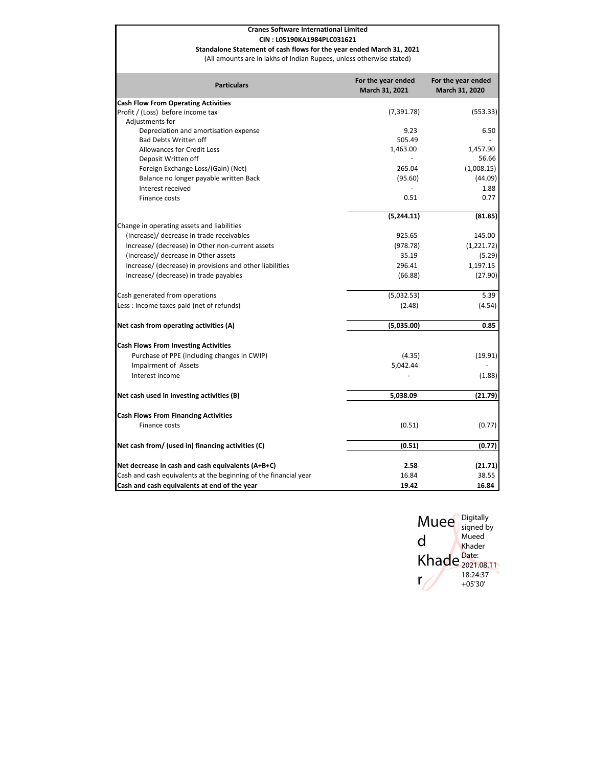**Cranes Software International Limited**
**CIN : L05190KA1984PLC031621**
**Standalone Statement of cash flows for the year ended March 31, 2021**
(All amounts are in lakhs of Indian Rupees, unless otherwise stated)

| Particulars | For the year ended March 31, 2021 | For the year ended March 31, 2020 |
|---|---|---|
| **Cash Flow From Operating Activities** | | |
| Profit / (Loss) before income tax | (7,391.78) | (553.33) |
| Adjustments for | | |
| Depreciation and amortisation expense | 9.23 | 6.50 |
| Bad Debts Written off | 505.49 | - |
| Allowances for Credit Loss | 1,463.00 | 1,457.90 |
| Deposit Written off | - | 56.66 |
| Foreign Exchange Loss/(Gain) (Net) | 265.04 | (1,008.15) |
| Balance no longer payable written Back | (95.60) | (44.09) |
| Interest received | - | 1.88 |
| Finance costs | 0.51 | 0.77 |
| | **(5,244.11)** | **(81.85)** |
| Change in operating assets and liabilities | | |
| (Increase)/ decrease in trade receivables | 925.65 | 145.00 |
| Increase/ (decrease) in Other non-current assets | (978.78) | (1,221.72) |
| (Increase)/ decrease in Other assets | 35.19 | (5.29) |
| Increase/ (decrease) in provisions and other liabilities | 296.41 | 1,197.15 |
| Increase/ (decrease) in trade payables | (66.88) | (27.90) |
| Cash generated from operations | (5,032.53) | 5.39 |
| Less : Income taxes paid (net of refunds) | (2.48) | (4.54) |
| **Net cash from operating activities (A)** | **(5,035.00)** | **0.85** |
| **Cash Flows From Investing Activities** | | |
| Purchase of PPE (including changes in CWIP) | (4.35) | (19.91) |
| Impairment of Assets | 5,042.44 | - |
| Interest income | - | (1.88) |
| **Net cash used in investing activities (B)** | **5,038.09** | **(21.79)** |
| **Cash Flows From Financing Activities** | | |
| Finance costs | (0.51) | (0.77) |
| **Net cash from/ (used in) financing activities (C)** | **(0.51)** | **(0.77)** |
| **Net decrease in cash and cash equivalents (A+B+C)** | **2.58** | **(21.71)** |
| Cash and cash equivalents at the beginning of the financial year | 16.84 | 38.55 |
| **Cash and cash equivalents at end of the year** | **19.42** | **16.84** |

Mueed Khader — Digitally signed by Mueed Khader Date: 2021.08.11 18:24:37 +05'30'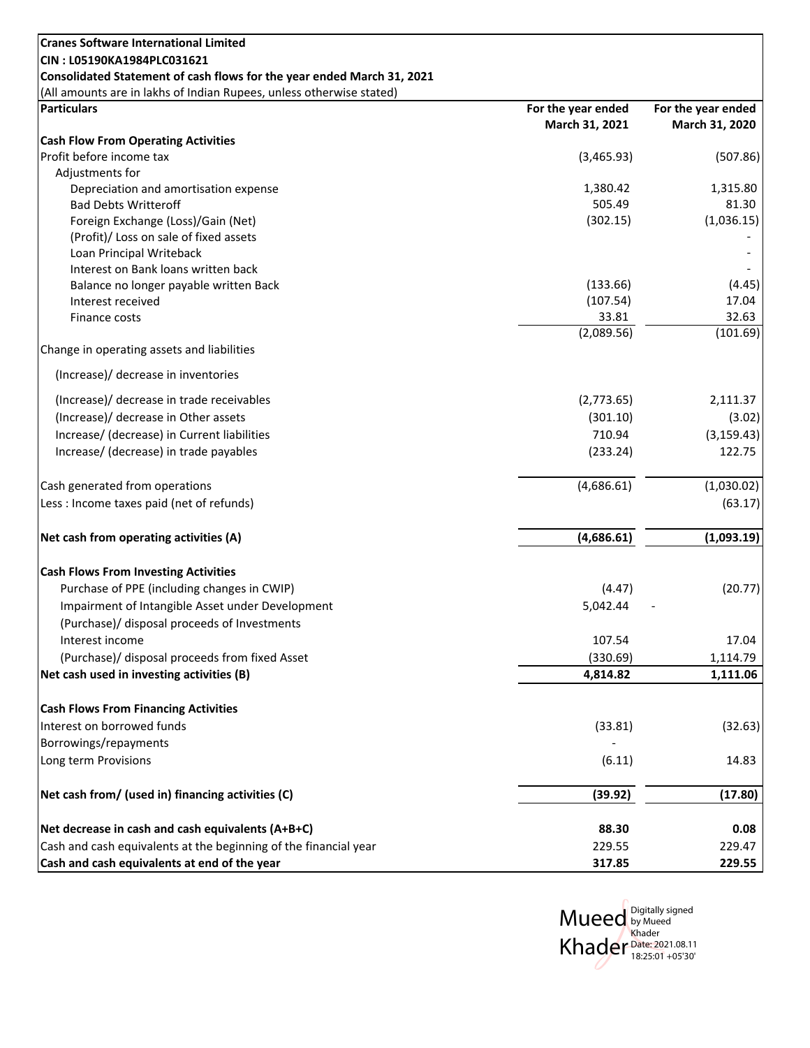**Cranes Software International Limited**

**CIN : L05190KA1984PLC031621**

**Consolidated Statement of cash flows for the year ended March 31, 2021**

(All amounts are in lakhs of Indian Rupees, unless otherwise stated)

| **Particulars** | **For the year ended March 31, 2021** | **For the year ended March 31, 2020** |
|---|---|---|
| **Cash Flow From Operating Activities** | | |
| Profit before income tax | (3,465.93) | (507.86) |
| Adjustments for | | |
| Depreciation and amortisation expense | 1,380.42 | 1,315.80 |
| Bad Debts Writteroff | 505.49 | 81.30 |
| Foreign Exchange (Loss)/Gain (Net) | (302.15) | (1,036.15) |
| (Profit)/ Loss on sale of fixed assets | | - |
| Loan Principal Writeback | | - |
| Interest on Bank loans written back | | - |
| Balance no longer payable written Back | (133.66) | (4.45) |
| Interest received | (107.54) | 17.04 |
| Finance costs | 33.81 | 32.63 |
| | (2,089.56) | (101.69) |
| Change in operating assets and liabilities | | |
| (Increase)/ decrease in inventories | | |
| (Increase)/ decrease in trade receivables | (2,773.65) | 2,111.37 |
| (Increase)/ decrease in Other assets | (301.10) | (3.02) |
| Increase/ (decrease) in Current liabilities | 710.94 | (3,159.43) |
| Increase/ (decrease) in trade payables | (233.24) | 122.75 |
| Cash generated from operations | (4,686.61) | (1,030.02) |
| Less : Income taxes paid (net of refunds) | | (63.17) |
| **Net cash from operating activities (A)** | **(4,686.61)** | **(1,093.19)** |
| **Cash Flows From Investing Activities** | | |
| Purchase of PPE (including changes in CWIP) | (4.47) | (20.77) |
| Impairment of Intangible Asset under Development | 5,042.44 | - |
| (Purchase)/ disposal proceeds of Investments | | |
| Interest income | 107.54 | 17.04 |
| (Purchase)/ disposal proceeds from fixed Asset | (330.69) | 1,114.79 |
| **Net cash used in investing activities (B)** | **4,814.82** | **1,111.06** |
| **Cash Flows From Financing Activities** | | |
| Interest on borrowed funds | (33.81) | (32.63) |
| Borrowings/repayments | - | |
| Long term Provisions | (6.11) | 14.83 |
| **Net cash from/ (used in) financing activities (C)** | **(39.92)** | **(17.80)** |
| **Net decrease in cash and cash equivalents (A+B+C)** | **88.30** | **0.08** |
| Cash and cash equivalents at the beginning of the financial year | 229.55 | 229.47 |
| **Cash and cash equivalents at end of the year** | **317.85** | **229.55** |

Mueed Khader
Digitally signed by Mueed Khader
Date: 2021.08.11 18:25:01 +05'30'